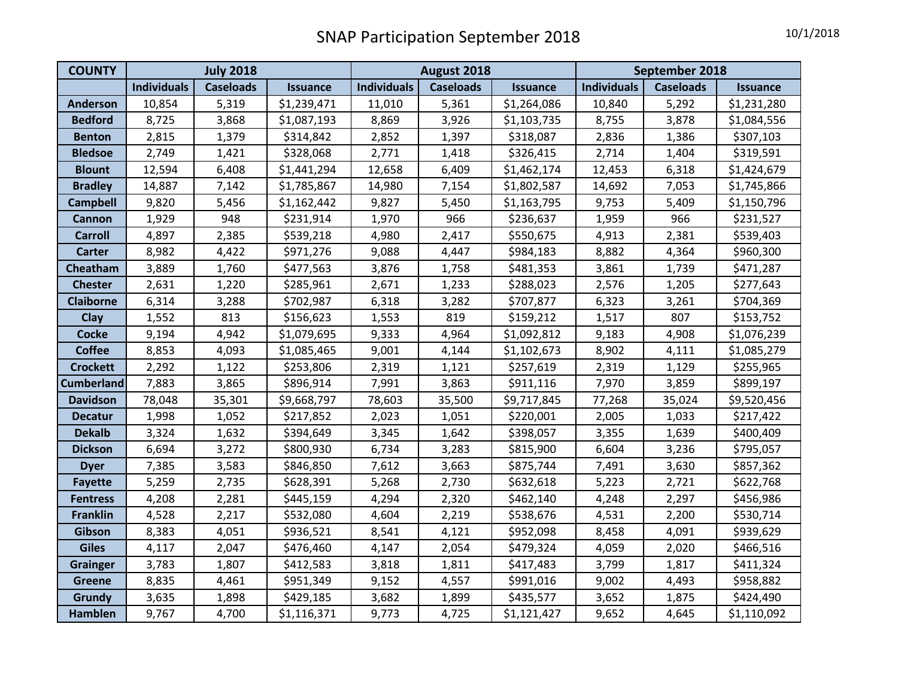# SNAP Participation September 2018

10/1/2018

| COUNTY | July 2018 | | | August 2018 | | | September 2018 | | |
|---|---|---|---|---|---|---|---|---|---|
| | Individuals | Caseloads | Issuance | Individuals | Caseloads | Issuance | Individuals | Caseloads | Issuance |
| Anderson | 10,854 | 5,319 | $1,239,471 | 11,010 | 5,361 | $1,264,086 | 10,840 | 5,292 | $1,231,280 |
| Bedford | 8,725 | 3,868 | $1,087,193 | 8,869 | 3,926 | $1,103,735 | 8,755 | 3,878 | $1,084,556 |
| Benton | 2,815 | 1,379 | $314,842 | 2,852 | 1,397 | $318,087 | 2,836 | 1,386 | $307,103 |
| Bledsoe | 2,749 | 1,421 | $328,068 | 2,771 | 1,418 | $326,415 | 2,714 | 1,404 | $319,591 |
| Blount | 12,594 | 6,408 | $1,441,294 | 12,658 | 6,409 | $1,462,174 | 12,453 | 6,318 | $1,424,679 |
| Bradley | 14,887 | 7,142 | $1,785,867 | 14,980 | 7,154 | $1,802,587 | 14,692 | 7,053 | $1,745,866 |
| Campbell | 9,820 | 5,456 | $1,162,442 | 9,827 | 5,450 | $1,163,795 | 9,753 | 5,409 | $1,150,796 |
| Cannon | 1,929 | 948 | $231,914 | 1,970 | 966 | $236,637 | 1,959 | 966 | $231,527 |
| Carroll | 4,897 | 2,385 | $539,218 | 4,980 | 2,417 | $550,675 | 4,913 | 2,381 | $539,403 |
| Carter | 8,982 | 4,422 | $971,276 | 9,088 | 4,447 | $984,183 | 8,882 | 4,364 | $960,300 |
| Cheatham | 3,889 | 1,760 | $477,563 | 3,876 | 1,758 | $481,353 | 3,861 | 1,739 | $471,287 |
| Chester | 2,631 | 1,220 | $285,961 | 2,671 | 1,233 | $288,023 | 2,576 | 1,205 | $277,643 |
| Claiborne | 6,314 | 3,288 | $702,987 | 6,318 | 3,282 | $707,877 | 6,323 | 3,261 | $704,369 |
| Clay | 1,552 | 813 | $156,623 | 1,553 | 819 | $159,212 | 1,517 | 807 | $153,752 |
| Cocke | 9,194 | 4,942 | $1,079,695 | 9,333 | 4,964 | $1,092,812 | 9,183 | 4,908 | $1,076,239 |
| Coffee | 8,853 | 4,093 | $1,085,465 | 9,001 | 4,144 | $1,102,673 | 8,902 | 4,111 | $1,085,279 |
| Crockett | 2,292 | 1,122 | $253,806 | 2,319 | 1,121 | $257,619 | 2,319 | 1,129 | $255,965 |
| Cumberland | 7,883 | 3,865 | $896,914 | 7,991 | 3,863 | $911,116 | 7,970 | 3,859 | $899,197 |
| Davidson | 78,048 | 35,301 | $9,668,797 | 78,603 | 35,500 | $9,717,845 | 77,268 | 35,024 | $9,520,456 |
| Decatur | 1,998 | 1,052 | $217,852 | 2,023 | 1,051 | $220,001 | 2,005 | 1,033 | $217,422 |
| Dekalb | 3,324 | 1,632 | $394,649 | 3,345 | 1,642 | $398,057 | 3,355 | 1,639 | $400,409 |
| Dickson | 6,694 | 3,272 | $800,930 | 6,734 | 3,283 | $815,900 | 6,604 | 3,236 | $795,057 |
| Dyer | 7,385 | 3,583 | $846,850 | 7,612 | 3,663 | $875,744 | 7,491 | 3,630 | $857,362 |
| Fayette | 5,259 | 2,735 | $628,391 | 5,268 | 2,730 | $632,618 | 5,223 | 2,721 | $622,768 |
| Fentress | 4,208 | 2,281 | $445,159 | 4,294 | 2,320 | $462,140 | 4,248 | 2,297 | $456,986 |
| Franklin | 4,528 | 2,217 | $532,080 | 4,604 | 2,219 | $538,676 | 4,531 | 2,200 | $530,714 |
| Gibson | 8,383 | 4,051 | $936,521 | 8,541 | 4,121 | $952,098 | 8,458 | 4,091 | $939,629 |
| Giles | 4,117 | 2,047 | $476,460 | 4,147 | 2,054 | $479,324 | 4,059 | 2,020 | $466,516 |
| Grainger | 3,783 | 1,807 | $412,583 | 3,818 | 1,811 | $417,483 | 3,799 | 1,817 | $411,324 |
| Greene | 8,835 | 4,461 | $951,349 | 9,152 | 4,557 | $991,016 | 9,002 | 4,493 | $958,882 |
| Grundy | 3,635 | 1,898 | $429,185 | 3,682 | 1,899 | $435,577 | 3,652 | 1,875 | $424,490 |
| Hamblen | 9,767 | 4,700 | $1,116,371 | 9,773 | 4,725 | $1,121,427 | 9,652 | 4,645 | $1,110,092 |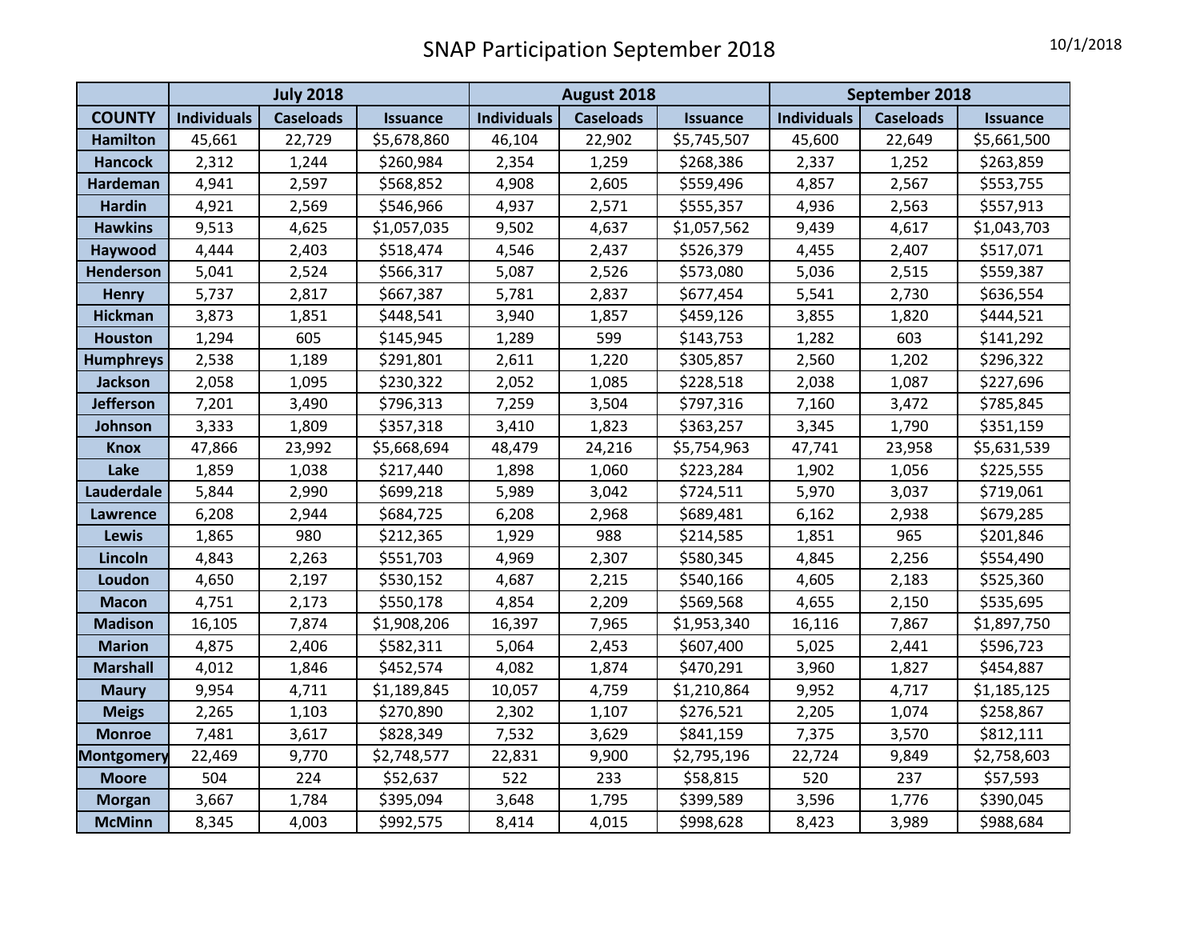# SNAP Participation September 2018

10/1/2018

| | July 2018 | | | August 2018 | | | September 2018 | | |
|---|---|---|---|---|---|---|---|---|---|
| **COUNTY** | **Individuals** | **Caseloads** | **Issuance** | **Individuals** | **Caseloads** | **Issuance** | **Individuals** | **Caseloads** | **Issuance** |
| **Hamilton** | 45,661 | 22,729 | $5,678,860 | 46,104 | 22,902 | $5,745,507 | 45,600 | 22,649 | $5,661,500 |
| **Hancock** | 2,312 | 1,244 | $260,984 | 2,354 | 1,259 | $268,386 | 2,337 | 1,252 | $263,859 |
| **Hardeman** | 4,941 | 2,597 | $568,852 | 4,908 | 2,605 | $559,496 | 4,857 | 2,567 | $553,755 |
| **Hardin** | 4,921 | 2,569 | $546,966 | 4,937 | 2,571 | $555,357 | 4,936 | 2,563 | $557,913 |
| **Hawkins** | 9,513 | 4,625 | $1,057,035 | 9,502 | 4,637 | $1,057,562 | 9,439 | 4,617 | $1,043,703 |
| **Haywood** | 4,444 | 2,403 | $518,474 | 4,546 | 2,437 | $526,379 | 4,455 | 2,407 | $517,071 |
| **Henderson** | 5,041 | 2,524 | $566,317 | 5,087 | 2,526 | $573,080 | 5,036 | 2,515 | $559,387 |
| **Henry** | 5,737 | 2,817 | $667,387 | 5,781 | 2,837 | $677,454 | 5,541 | 2,730 | $636,554 |
| **Hickman** | 3,873 | 1,851 | $448,541 | 3,940 | 1,857 | $459,126 | 3,855 | 1,820 | $444,521 |
| **Houston** | 1,294 | 605 | $145,945 | 1,289 | 599 | $143,753 | 1,282 | 603 | $141,292 |
| **Humphreys** | 2,538 | 1,189 | $291,801 | 2,611 | 1,220 | $305,857 | 2,560 | 1,202 | $296,322 |
| **Jackson** | 2,058 | 1,095 | $230,322 | 2,052 | 1,085 | $228,518 | 2,038 | 1,087 | $227,696 |
| **Jefferson** | 7,201 | 3,490 | $796,313 | 7,259 | 3,504 | $797,316 | 7,160 | 3,472 | $785,845 |
| **Johnson** | 3,333 | 1,809 | $357,318 | 3,410 | 1,823 | $363,257 | 3,345 | 1,790 | $351,159 |
| **Knox** | 47,866 | 23,992 | $5,668,694 | 48,479 | 24,216 | $5,754,963 | 47,741 | 23,958 | $5,631,539 |
| **Lake** | 1,859 | 1,038 | $217,440 | 1,898 | 1,060 | $223,284 | 1,902 | 1,056 | $225,555 |
| **Lauderdale** | 5,844 | 2,990 | $699,218 | 5,989 | 3,042 | $724,511 | 5,970 | 3,037 | $719,061 |
| **Lawrence** | 6,208 | 2,944 | $684,725 | 6,208 | 2,968 | $689,481 | 6,162 | 2,938 | $679,285 |
| **Lewis** | 1,865 | 980 | $212,365 | 1,929 | 988 | $214,585 | 1,851 | 965 | $201,846 |
| **Lincoln** | 4,843 | 2,263 | $551,703 | 4,969 | 2,307 | $580,345 | 4,845 | 2,256 | $554,490 |
| **Loudon** | 4,650 | 2,197 | $530,152 | 4,687 | 2,215 | $540,166 | 4,605 | 2,183 | $525,360 |
| **Macon** | 4,751 | 2,173 | $550,178 | 4,854 | 2,209 | $569,568 | 4,655 | 2,150 | $535,695 |
| **Madison** | 16,105 | 7,874 | $1,908,206 | 16,397 | 7,965 | $1,953,340 | 16,116 | 7,867 | $1,897,750 |
| **Marion** | 4,875 | 2,406 | $582,311 | 5,064 | 2,453 | $607,400 | 5,025 | 2,441 | $596,723 |
| **Marshall** | 4,012 | 1,846 | $452,574 | 4,082 | 1,874 | $470,291 | 3,960 | 1,827 | $454,887 |
| **Maury** | 9,954 | 4,711 | $1,189,845 | 10,057 | 4,759 | $1,210,864 | 9,952 | 4,717 | $1,185,125 |
| **Meigs** | 2,265 | 1,103 | $270,890 | 2,302 | 1,107 | $276,521 | 2,205 | 1,074 | $258,867 |
| **Monroe** | 7,481 | 3,617 | $828,349 | 7,532 | 3,629 | $841,159 | 7,375 | 3,570 | $812,111 |
| **Montgomery** | 22,469 | 9,770 | $2,748,577 | 22,831 | 9,900 | $2,795,196 | 22,724 | 9,849 | $2,758,603 |
| **Moore** | 504 | 224 | $52,637 | 522 | 233 | $58,815 | 520 | 237 | $57,593 |
| **Morgan** | 3,667 | 1,784 | $395,094 | 3,648 | 1,795 | $399,589 | 3,596 | 1,776 | $390,045 |
| **McMinn** | 8,345 | 4,003 | $992,575 | 8,414 | 4,015 | $998,628 | 8,423 | 3,989 | $988,684 |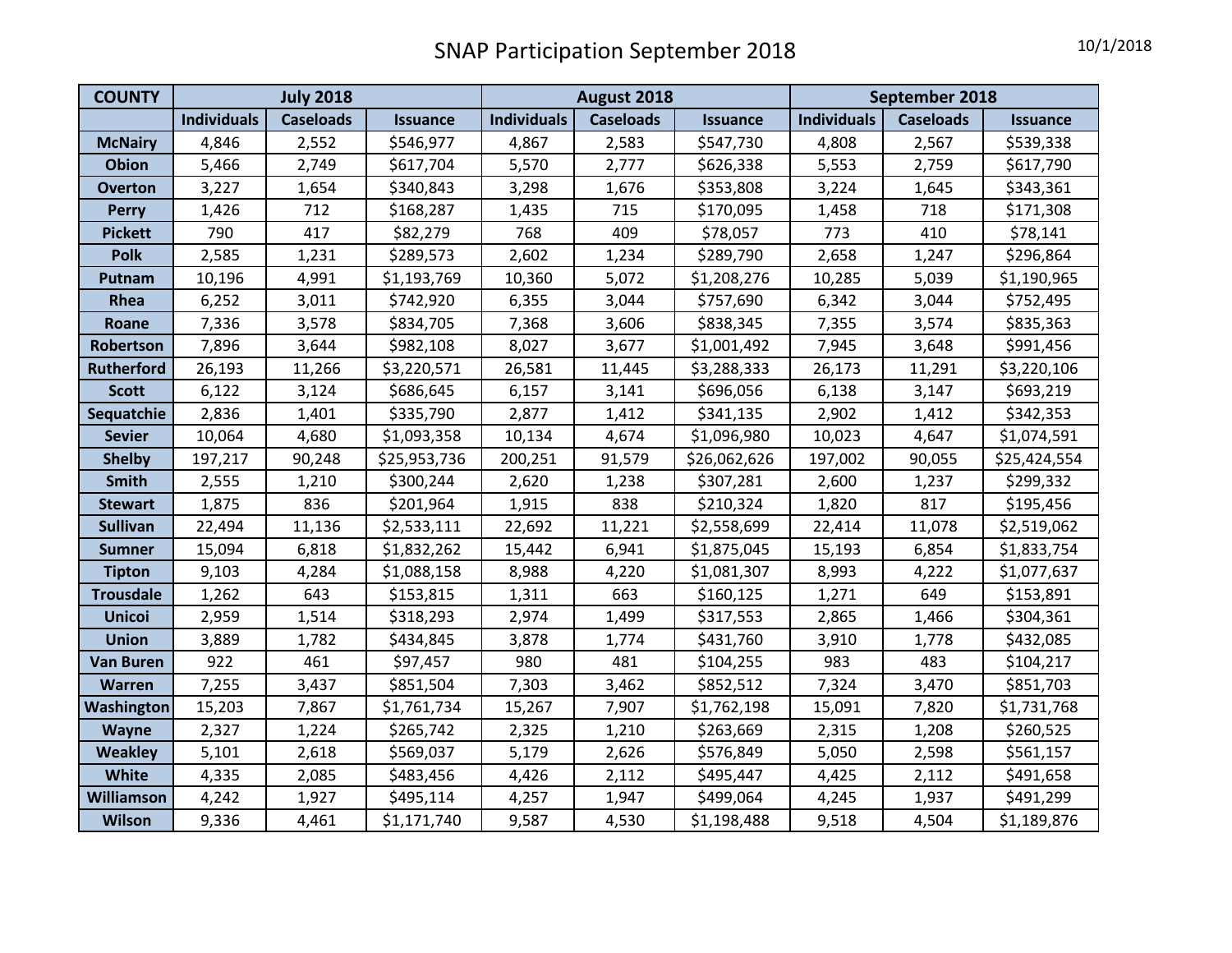# SNAP Participation September 2018

10/1/2018

| COUNTY | July 2018 | | | August 2018 | | | September 2018 | | |
|---|---|---|---|---|---|---|---|---|---|
| | Individuals | Caseloads | Issuance | Individuals | Caseloads | Issuance | Individuals | Caseloads | Issuance |
| McNairy | 4,846 | 2,552 | $546,977 | 4,867 | 2,583 | $547,730 | 4,808 | 2,567 | $539,338 |
| Obion | 5,466 | 2,749 | $617,704 | 5,570 | 2,777 | $626,338 | 5,553 | 2,759 | $617,790 |
| Overton | 3,227 | 1,654 | $340,843 | 3,298 | 1,676 | $353,808 | 3,224 | 1,645 | $343,361 |
| Perry | 1,426 | 712 | $168,287 | 1,435 | 715 | $170,095 | 1,458 | 718 | $171,308 |
| Pickett | 790 | 417 | $82,279 | 768 | 409 | $78,057 | 773 | 410 | $78,141 |
| Polk | 2,585 | 1,231 | $289,573 | 2,602 | 1,234 | $289,790 | 2,658 | 1,247 | $296,864 |
| Putnam | 10,196 | 4,991 | $1,193,769 | 10,360 | 5,072 | $1,208,276 | 10,285 | 5,039 | $1,190,965 |
| Rhea | 6,252 | 3,011 | $742,920 | 6,355 | 3,044 | $757,690 | 6,342 | 3,044 | $752,495 |
| Roane | 7,336 | 3,578 | $834,705 | 7,368 | 3,606 | $838,345 | 7,355 | 3,574 | $835,363 |
| Robertson | 7,896 | 3,644 | $982,108 | 8,027 | 3,677 | $1,001,492 | 7,945 | 3,648 | $991,456 |
| Rutherford | 26,193 | 11,266 | $3,220,571 | 26,581 | 11,445 | $3,288,333 | 26,173 | 11,291 | $3,220,106 |
| Scott | 6,122 | 3,124 | $686,645 | 6,157 | 3,141 | $696,056 | 6,138 | 3,147 | $693,219 |
| Sequatchie | 2,836 | 1,401 | $335,790 | 2,877 | 1,412 | $341,135 | 2,902 | 1,412 | $342,353 |
| Sevier | 10,064 | 4,680 | $1,093,358 | 10,134 | 4,674 | $1,096,980 | 10,023 | 4,647 | $1,074,591 |
| Shelby | 197,217 | 90,248 | $25,953,736 | 200,251 | 91,579 | $26,062,626 | 197,002 | 90,055 | $25,424,554 |
| Smith | 2,555 | 1,210 | $300,244 | 2,620 | 1,238 | $307,281 | 2,600 | 1,237 | $299,332 |
| Stewart | 1,875 | 836 | $201,964 | 1,915 | 838 | $210,324 | 1,820 | 817 | $195,456 |
| Sullivan | 22,494 | 11,136 | $2,533,111 | 22,692 | 11,221 | $2,558,699 | 22,414 | 11,078 | $2,519,062 |
| Sumner | 15,094 | 6,818 | $1,832,262 | 15,442 | 6,941 | $1,875,045 | 15,193 | 6,854 | $1,833,754 |
| Tipton | 9,103 | 4,284 | $1,088,158 | 8,988 | 4,220 | $1,081,307 | 8,993 | 4,222 | $1,077,637 |
| Trousdale | 1,262 | 643 | $153,815 | 1,311 | 663 | $160,125 | 1,271 | 649 | $153,891 |
| Unicoi | 2,959 | 1,514 | $318,293 | 2,974 | 1,499 | $317,553 | 2,865 | 1,466 | $304,361 |
| Union | 3,889 | 1,782 | $434,845 | 3,878 | 1,774 | $431,760 | 3,910 | 1,778 | $432,085 |
| Van Buren | 922 | 461 | $97,457 | 980 | 481 | $104,255 | 983 | 483 | $104,217 |
| Warren | 7,255 | 3,437 | $851,504 | 7,303 | 3,462 | $852,512 | 7,324 | 3,470 | $851,703 |
| Washington | 15,203 | 7,867 | $1,761,734 | 15,267 | 7,907 | $1,762,198 | 15,091 | 7,820 | $1,731,768 |
| Wayne | 2,327 | 1,224 | $265,742 | 2,325 | 1,210 | $263,669 | 2,315 | 1,208 | $260,525 |
| Weakley | 5,101 | 2,618 | $569,037 | 5,179 | 2,626 | $576,849 | 5,050 | 2,598 | $561,157 |
| White | 4,335 | 2,085 | $483,456 | 4,426 | 2,112 | $495,447 | 4,425 | 2,112 | $491,658 |
| Williamson | 4,242 | 1,927 | $495,114 | 4,257 | 1,947 | $499,064 | 4,245 | 1,937 | $491,299 |
| Wilson | 9,336 | 4,461 | $1,171,740 | 9,587 | 4,530 | $1,198,488 | 9,518 | 4,504 | $1,189,876 |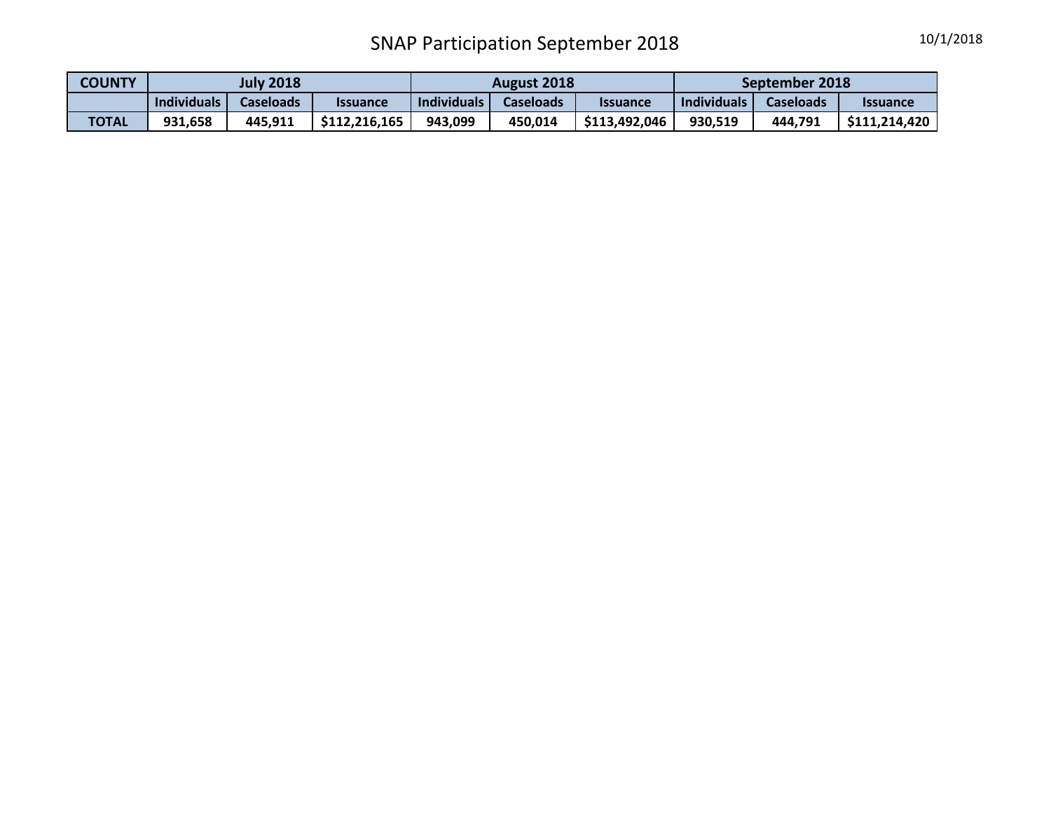# SNAP Participation September 2018

10/1/2018

| COUNTY | July 2018 | | | August 2018 | | | September 2018 | | |
|---|---|---|---|---|---|---|---|---|---|
| | Individuals | Caseloads | Issuance | Individuals | Caseloads | Issuance | Individuals | Caseloads | Issuance |
| TOTAL | 931,658 | 445,911 | $112,216,165 | 943,099 | 450,014 | $113,492,046 | 930,519 | 444,791 | $111,214,420 |